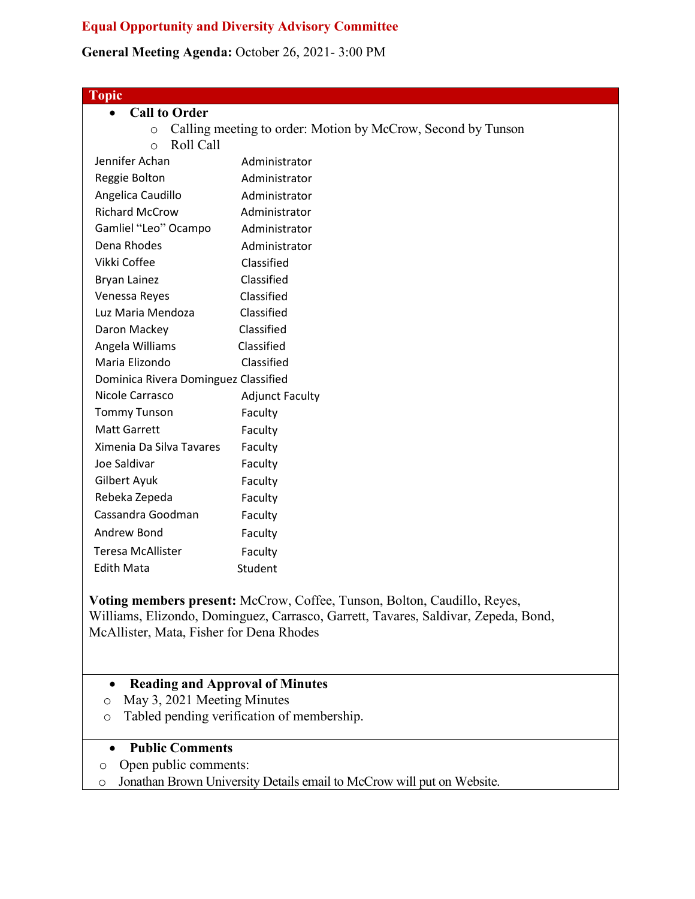## Equal Opportunity and Diversity Advisory Committee

**General Meeting Agenda:** October 26, 2021- 3:00 PM

| Topic |
|---|
| • **Call to Order**<br>  ○ Calling meeting to order: Motion by McCrow, Second by Tunson<br>  ○ Roll Call |

| Name | Role |
|---|---|
| Jennifer Achan | Administrator |
| Reggie Bolton | Administrator |
| Angelica Caudillo | Administrator |
| Richard McCrow | Administrator |
| Gamliel "Leo" Ocampo | Administrator |
| Dena Rhodes | Administrator |
| Vikki Coffee | Classified |
| Bryan Lainez | Classified |
| Venessa Reyes | Classified |
| Luz Maria Mendoza | Classified |
| Daron Mackey | Classified |
| Angela Williams | Classified |
| Maria Elizondo | Classified |
| Dominica Rivera Dominguez | Classified |
| Nicole Carrasco | Adjunct Faculty |
| Tommy Tunson | Faculty |
| Matt Garrett | Faculty |
| Ximenia Da Silva Tavares | Faculty |
| Joe Saldivar | Faculty |
| Gilbert Ayuk | Faculty |
| Rebeka Zepeda | Faculty |
| Cassandra Goodman | Faculty |
| Andrew Bond | Faculty |
| Teresa McAllister | Faculty |
| Edith Mata | Student |

**Voting members present:** McCrow, Coffee, Tunson, Bolton, Caudillo, Reyes, Williams, Elizondo, Dominguez, Carrasco, Garrett, Tavares, Saldivar, Zepeda, Bond, McAllister, Mata, Fisher for Dena Rhodes

- **Reading and Approval of Minutes**
  - May 3, 2021 Meeting Minutes
  - Tabled pending verification of membership.

- **Public Comments**
  - Open public comments:
  - Jonathan Brown University Details email to McCrow will put on Website.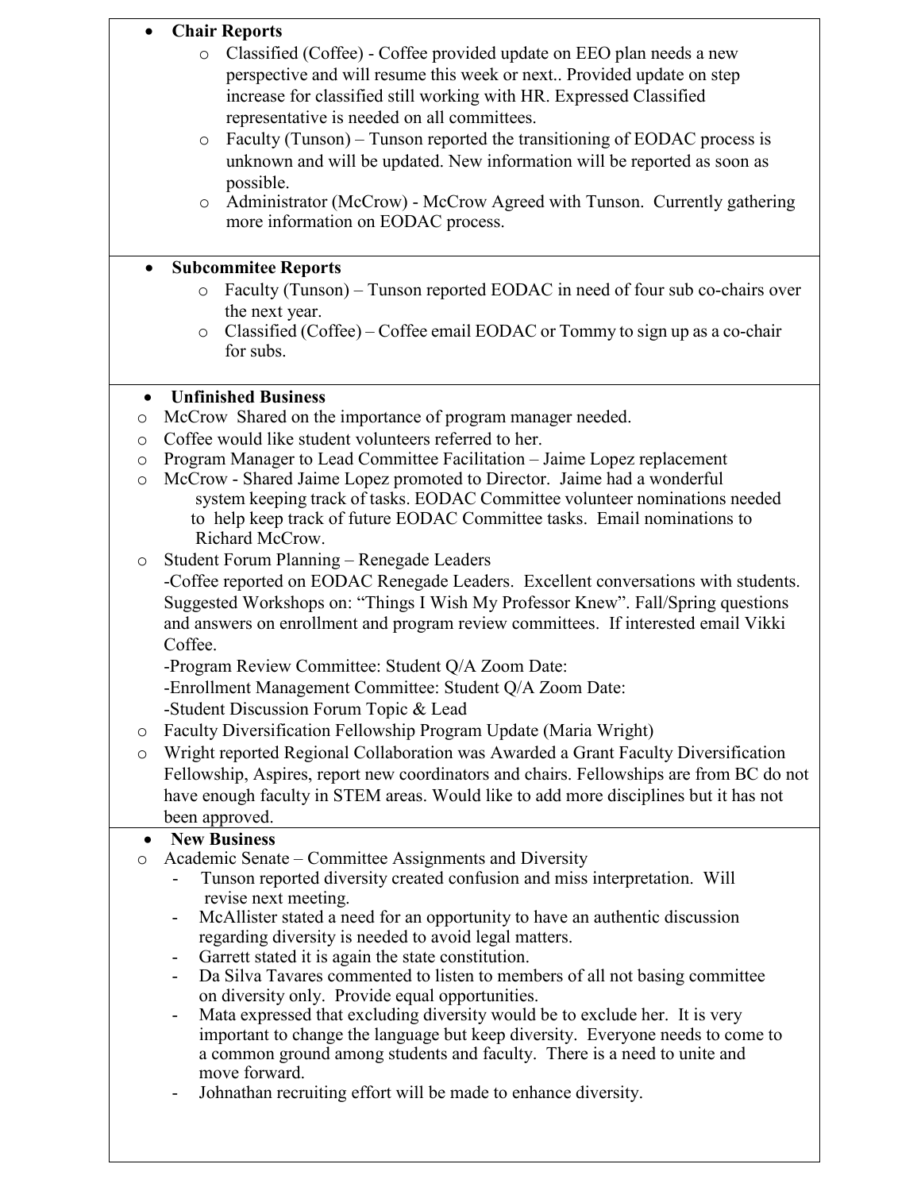- **Chair Reports**
  - Classified (Coffee) - Coffee provided update on EEO plan needs a new perspective and will resume this week or next.. Provided update on step increase for classified still working with HR. Expressed Classified representative is needed on all committees.
  - Faculty (Tunson) – Tunson reported the transitioning of EODAC process is unknown and will be updated. New information will be reported as soon as possible.
  - Administrator (McCrow) - McCrow Agreed with Tunson. Currently gathering more information on EODAC process.

- **Subcommitee Reports**
  - Faculty (Tunson) – Tunson reported EODAC in need of four sub co-chairs over the next year.
  - Classified (Coffee) – Coffee email EODAC or Tommy to sign up as a co-chair for subs.

- **Unfinished Business**
  - McCrow Shared on the importance of program manager needed.
  - Coffee would like student volunteers referred to her.
  - Program Manager to Lead Committee Facilitation – Jaime Lopez replacement
  - McCrow - Shared Jaime Lopez promoted to Director. Jaime had a wonderful system keeping track of tasks. EODAC Committee volunteer nominations needed to help keep track of future EODAC Committee tasks. Email nominations to Richard McCrow.
  - Student Forum Planning – Renegade Leaders

    -Coffee reported on EODAC Renegade Leaders. Excellent conversations with students. Suggested Workshops on: "Things I Wish My Professor Knew". Fall/Spring questions and answers on enrollment and program review committees. If interested email Vikki Coffee.

    -Program Review Committee: Student Q/A Zoom Date:

    -Enrollment Management Committee: Student Q/A Zoom Date:

    -Student Discussion Forum Topic & Lead
  - Faculty Diversification Fellowship Program Update (Maria Wright)
  - Wright reported Regional Collaboration was Awarded a Grant Faculty Diversification Fellowship, Aspires, report new coordinators and chairs. Fellowships are from BC do not have enough faculty in STEM areas. Would like to add more disciplines but it has not been approved.

- **New Business**
  - Academic Senate – Committee Assignments and Diversity
    - Tunson reported diversity created confusion and miss interpretation. Will revise next meeting.
    - McAllister stated a need for an opportunity to have an authentic discussion regarding diversity is needed to avoid legal matters.
    - Garrett stated it is again the state constitution.
    - Da Silva Tavares commented to listen to members of all not basing committee on diversity only. Provide equal opportunities.
    - Mata expressed that excluding diversity would be to exclude her. It is very important to change the language but keep diversity. Everyone needs to come to a common ground among students and faculty. There is a need to unite and move forward.
    - Johnathan recruiting effort will be made to enhance diversity.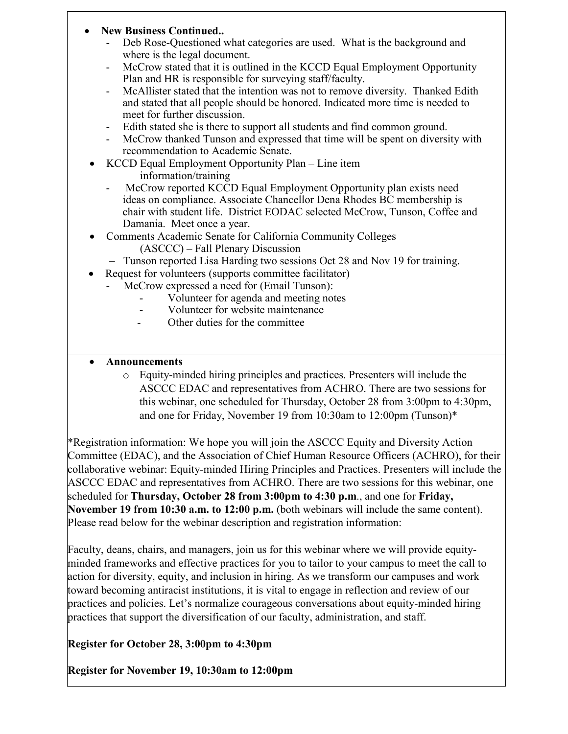- **New Business Continued..**
  - Deb Rose-Questioned what categories are used. What is the background and where is the legal document.
  - McCrow stated that it is outlined in the KCCD Equal Employment Opportunity Plan and HR is responsible for surveying staff/faculty.
  - McAllister stated that the intention was not to remove diversity. Thanked Edith and stated that all people should be honored. Indicated more time is needed to meet for further discussion.
  - Edith stated she is there to support all students and find common ground.
  - McCrow thanked Tunson and expressed that time will be spent on diversity with recommendation to Academic Senate.
- KCCD Equal Employment Opportunity Plan – Line item information/training
  - McCrow reported KCCD Equal Employment Opportunity plan exists need ideas on compliance. Associate Chancellor Dena Rhodes BC membership is chair with student life. District EODAC selected McCrow, Tunson, Coffee and Damania. Meet once a year.
- Comments Academic Senate for California Community Colleges (ASCCC) – Fall Plenary Discussion
  - Tunson reported Lisa Harding two sessions Oct 28 and Nov 19 for training.
- Request for volunteers (supports committee facilitator)
  - McCrow expressed a need for (Email Tunson):
    - Volunteer for agenda and meeting notes
    - Volunteer for website maintenance
    - Other duties for the committee

- **Announcements**
  - Equity-minded hiring principles and practices. Presenters will include the ASCCC EDAC and representatives from ACHRO. There are two sessions for this webinar, one scheduled for Thursday, October 28 from 3:00pm to 4:30pm, and one for Friday, November 19 from 10:30am to 12:00pm (Tunson)*

*Registration information: We hope you will join the ASCCC Equity and Diversity Action Committee (EDAC), and the Association of Chief Human Resource Officers (ACHRO), for their collaborative webinar: Equity-minded Hiring Principles and Practices. Presenters will include the ASCCC EDAC and representatives from ACHRO. There are two sessions for this webinar, one scheduled for **Thursday, October 28 from 3:00pm to 4:30 p.m**., and one for **Friday, November 19 from 10:30 a.m. to 12:00 p.m.** (both webinars will include the same content). Please read below for the webinar description and registration information:

Faculty, deans, chairs, and managers, join us for this webinar where we will provide equity-minded frameworks and effective practices for you to tailor to your campus to meet the call to action for diversity, equity, and inclusion in hiring. As we transform our campuses and work toward becoming antiracist institutions, it is vital to engage in reflection and review of our practices and policies. Let's normalize courageous conversations about equity-minded hiring practices that support the diversification of our faculty, administration, and staff.

**Register for October 28, 3:00pm to 4:30pm**

**Register for November 19, 10:30am to 12:00pm**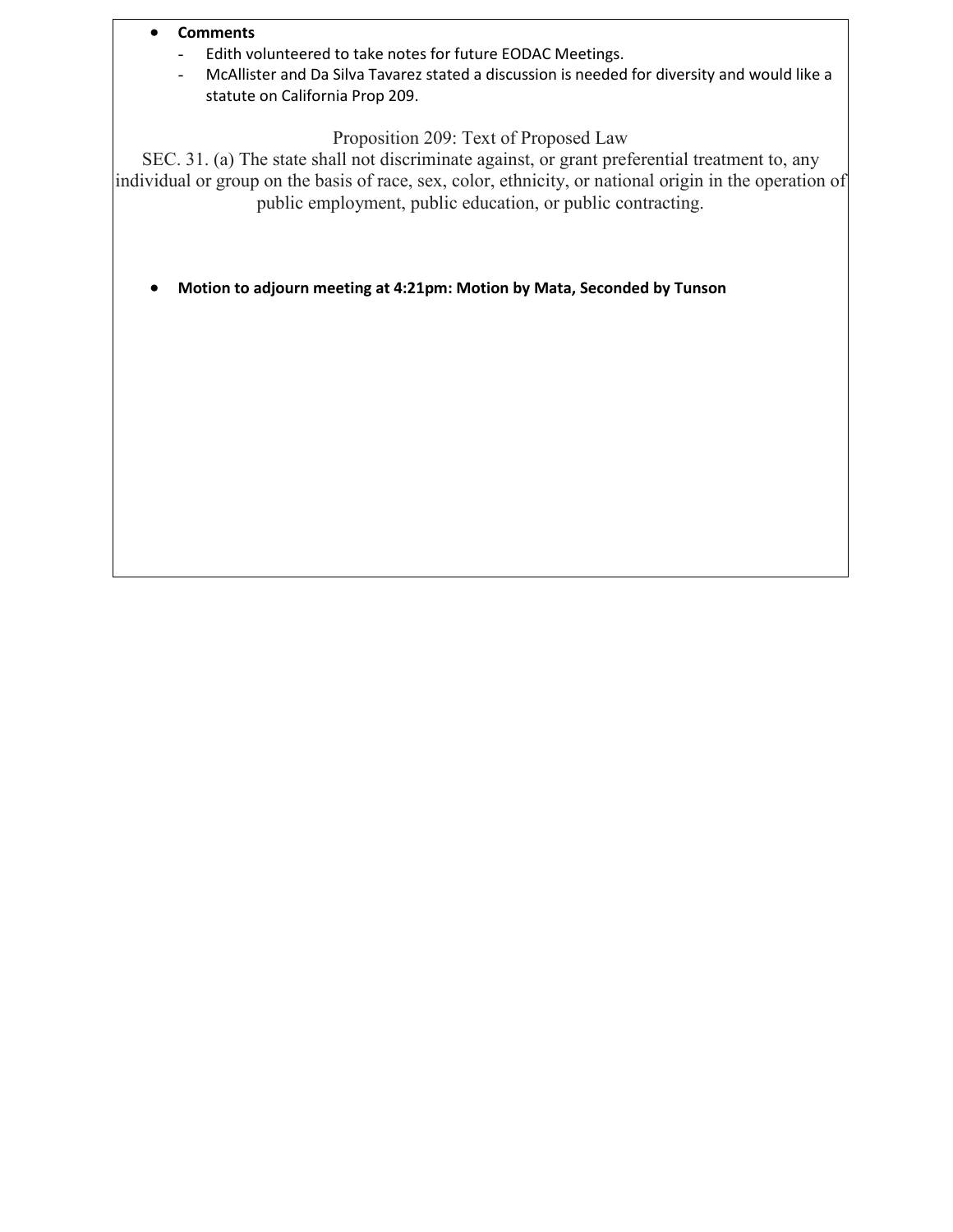- **Comments**
  - Edith volunteered to take notes for future EODAC Meetings.
  - McAllister and Da Silva Tavarez stated a discussion is needed for diversity and would like a statute on California Prop 209.

Proposition 209: Text of Proposed Law

SEC. 31. (a) The state shall not discriminate against, or grant preferential treatment to, any individual or group on the basis of race, sex, color, ethnicity, or national origin in the operation of public employment, public education, or public contracting.

- **Motion to adjourn meeting at 4:21pm: Motion by Mata, Seconded by Tunson**